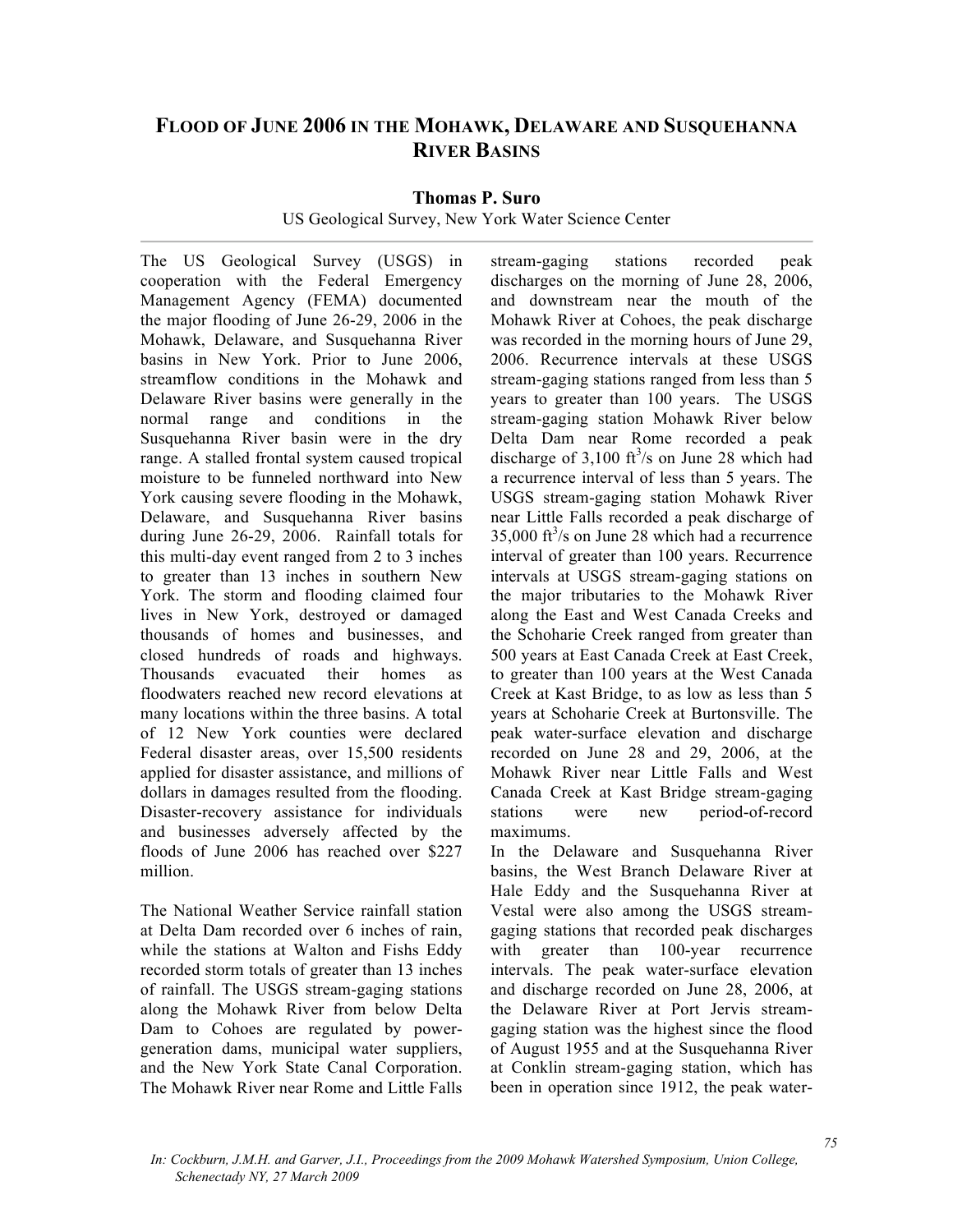# FLOOD OF JUNE 2006 IN THE MOHAWK, DELAWARE AND SUSQUEHANNA RIVER BASINS

**Thomas P. Suro**

US Geological Survey, New York Water Science Center

---

The US Geological Survey (USGS) in cooperation with the Federal Emergency Management Agency (FEMA) documented the major flooding of June 26-29, 2006 in the Mohawk, Delaware, and Susquehanna River basins in New York. Prior to June 2006, streamflow conditions in the Mohawk and Delaware River basins were generally in the normal range and conditions in the Susquehanna River basin were in the dry range. A stalled frontal system caused tropical moisture to be funneled northward into New York causing severe flooding in the Mohawk, Delaware, and Susquehanna River basins during June 26-29, 2006. Rainfall totals for this multi-day event ranged from 2 to 3 inches to greater than 13 inches in southern New York. The storm and flooding claimed four lives in New York, destroyed or damaged thousands of homes and businesses, and closed hundreds of roads and highways. Thousands evacuated their homes as floodwaters reached new record elevations at many locations within the three basins. A total of 12 New York counties were declared Federal disaster areas, over 15,500 residents applied for disaster assistance, and millions of dollars in damages resulted from the flooding. Disaster-recovery assistance for individuals and businesses adversely affected by the floods of June 2006 has reached over $227 million.

The National Weather Service rainfall station at Delta Dam recorded over 6 inches of rain, while the stations at Walton and Fishs Eddy recorded storm totals of greater than 13 inches of rainfall. The USGS stream-gaging stations along the Mohawk River from below Delta Dam to Cohoes are regulated by power-generation dams, municipal water suppliers, and the New York State Canal Corporation. The Mohawk River near Rome and Little Falls stream-gaging stations recorded peak discharges on the morning of June 28, 2006, and downstream near the mouth of the Mohawk River at Cohoes, the peak discharge was recorded in the morning hours of June 29, 2006. Recurrence intervals at these USGS stream-gaging stations ranged from less than 5 years to greater than 100 years. The USGS stream-gaging station Mohawk River below Delta Dam near Rome recorded a peak discharge of 3,100 $ft^3/s$ on June 28 which had a recurrence interval of less than 5 years. The USGS stream-gaging station Mohawk River near Little Falls recorded a peak discharge of 35,000 $ft^3/s$ on June 28 which had a recurrence interval of greater than 100 years. Recurrence intervals at USGS stream-gaging stations on the major tributaries to the Mohawk River along the East and West Canada Creeks and the Schoharie Creek ranged from greater than 500 years at East Canada Creek at East Creek, to greater than 100 years at the West Canada Creek at Kast Bridge, to as low as less than 5 years at Schoharie Creek at Burtonsville. The peak water-surface elevation and discharge recorded on June 28 and 29, 2006, at the Mohawk River near Little Falls and West Canada Creek at Kast Bridge stream-gaging stations were new period-of-record maximums.

In the Delaware and Susquehanna River basins, the West Branch Delaware River at Hale Eddy and the Susquehanna River at Vestal were also among the USGS stream-gaging stations that recorded peak discharges with greater than 100-year recurrence intervals. The peak water-surface elevation and discharge recorded on June 28, 2006, at the Delaware River at Port Jervis stream-gaging station was the highest since the flood of August 1955 and at the Susquehanna River at Conklin stream-gaging station, which has been in operation since 1912, the peak water-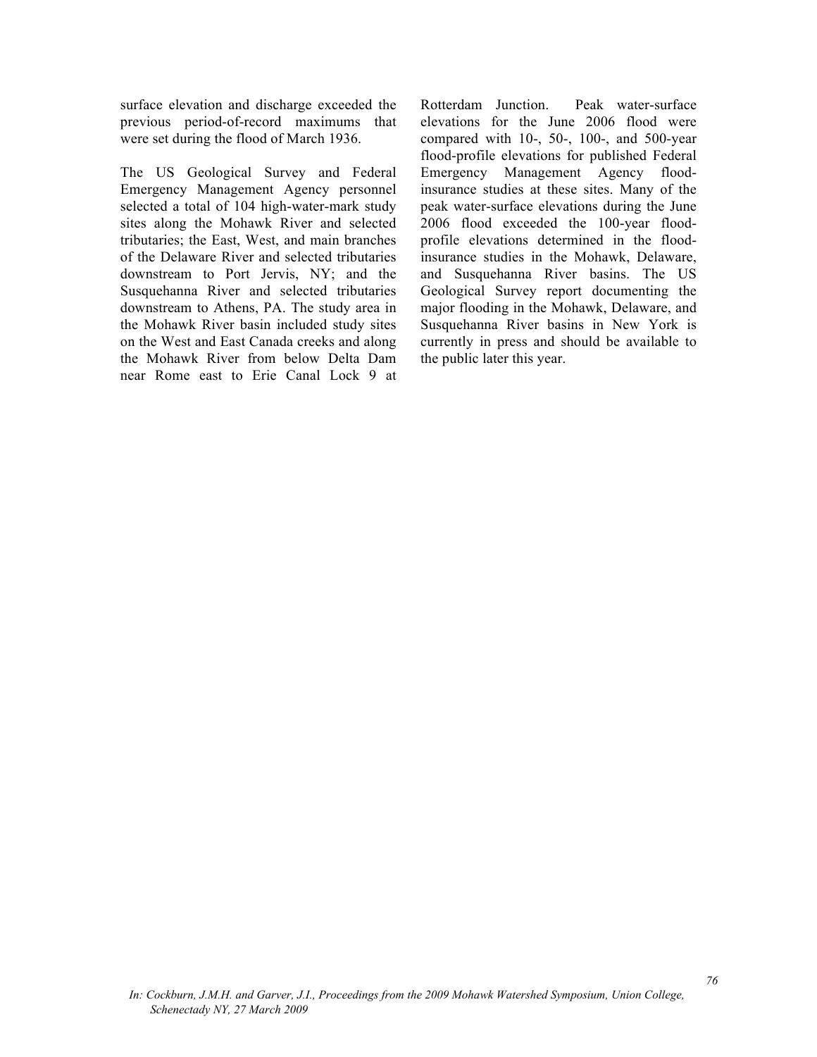surface elevation and discharge exceeded the previous period-of-record maximums that were set during the flood of March 1936.

The US Geological Survey and Federal Emergency Management Agency personnel selected a total of 104 high-water-mark study sites along the Mohawk River and selected tributaries; the East, West, and main branches of the Delaware River and selected tributaries downstream to Port Jervis, NY; and the Susquehanna River and selected tributaries downstream to Athens, PA. The study area in the Mohawk River basin included study sites on the West and East Canada creeks and along the Mohawk River from below Delta Dam near Rome east to Erie Canal Lock 9 at Rotterdam Junction. Peak water-surface elevations for the June 2006 flood were compared with 10-, 50-, 100-, and 500-year flood-profile elevations for published Federal Emergency Management Agency flood-insurance studies at these sites. Many of the peak water-surface elevations during the June 2006 flood exceeded the 100-year flood-profile elevations determined in the flood-insurance studies in the Mohawk, Delaware, and Susquehanna River basins. The US Geological Survey report documenting the major flooding in the Mohawk, Delaware, and Susquehanna River basins in New York is currently in press and should be available to the public later this year.